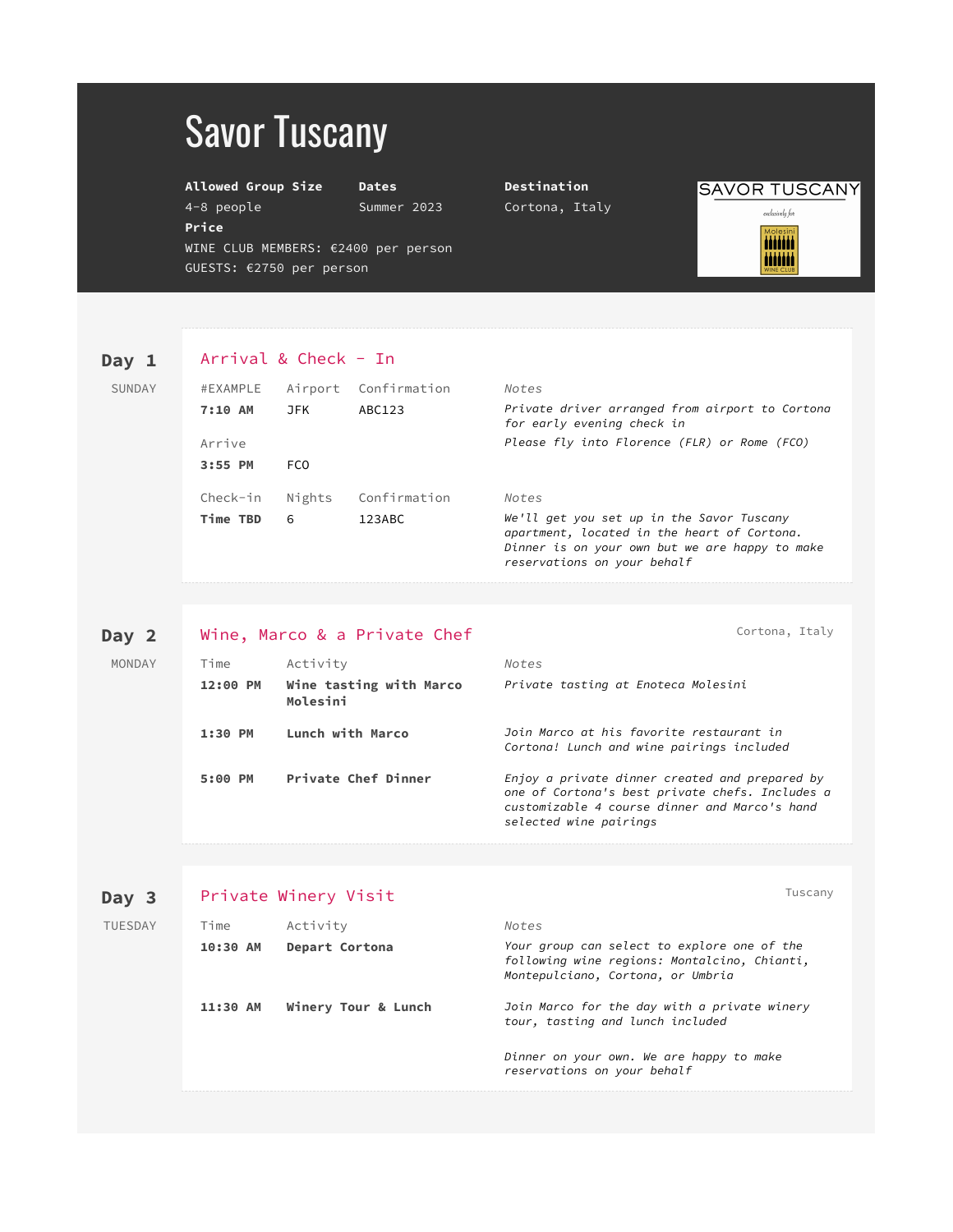# Savor Tuscany

**Allowed Group Size**
4-8 people

**Dates**
Summer 2023

**Destination**
Cortona, Italy

**Price**
WINE CLUB MEMBERS: €2400 per person
GUESTS: €2750 per person

SAVOR TUSCANY
exclusively for
Molesini WINE CLUB

## Day 1
SUNDAY

### Arrival & Check - In

| #EXAMPLE | Airport | Confirmation | Notes |
|---|---|---|---|
| **7:10 AM** | JFK | ABC123 | *Private driver arranged from airport to Cortona for early evening check in* |
| Arrive | | | *Please fly into Florence (FLR) or Rome (FCO)* |
| **3:55 PM** | FCO | | |

| Check-in | Nights | Confirmation | Notes |
|---|---|---|---|
| **Time TBD** | 6 | 123ABC | *We'll get you set up in the Savor Tuscany apartment, located in the heart of Cortona. Dinner is on your own but we are happy to make reservations on your behalf* |

## Day 2
MONDAY

### Wine, Marco & a Private Chef

Cortona, Italy

| Time | Activity | Notes |
|---|---|---|
| **12:00 PM** | **Wine tasting with Marco Molesini** | *Private tasting at Enoteca Molesini* |
| **1:30 PM** | **Lunch with Marco** | *Join Marco at his favorite restaurant in Cortona! Lunch and wine pairings included* |
| **5:00 PM** | **Private Chef Dinner** | *Enjoy a private dinner created and prepared by one of Cortona's best private chefs. Includes a customizable 4 course dinner and Marco's hand selected wine pairings* |

## Day 3
TUESDAY

### Private Winery Visit

Tuscany

| Time | Activity | Notes |
|---|---|---|
| **10:30 AM** | **Depart Cortona** | *Your group can select to explore one of the following wine regions: Montalcino, Chianti, Montepulciano, Cortona, or Umbria* |
| **11:30 AM** | **Winery Tour & Lunch** | *Join Marco for the day with a private winery tour, tasting and lunch included* |
| | | *Dinner on your own. We are happy to make reservations on your behalf* |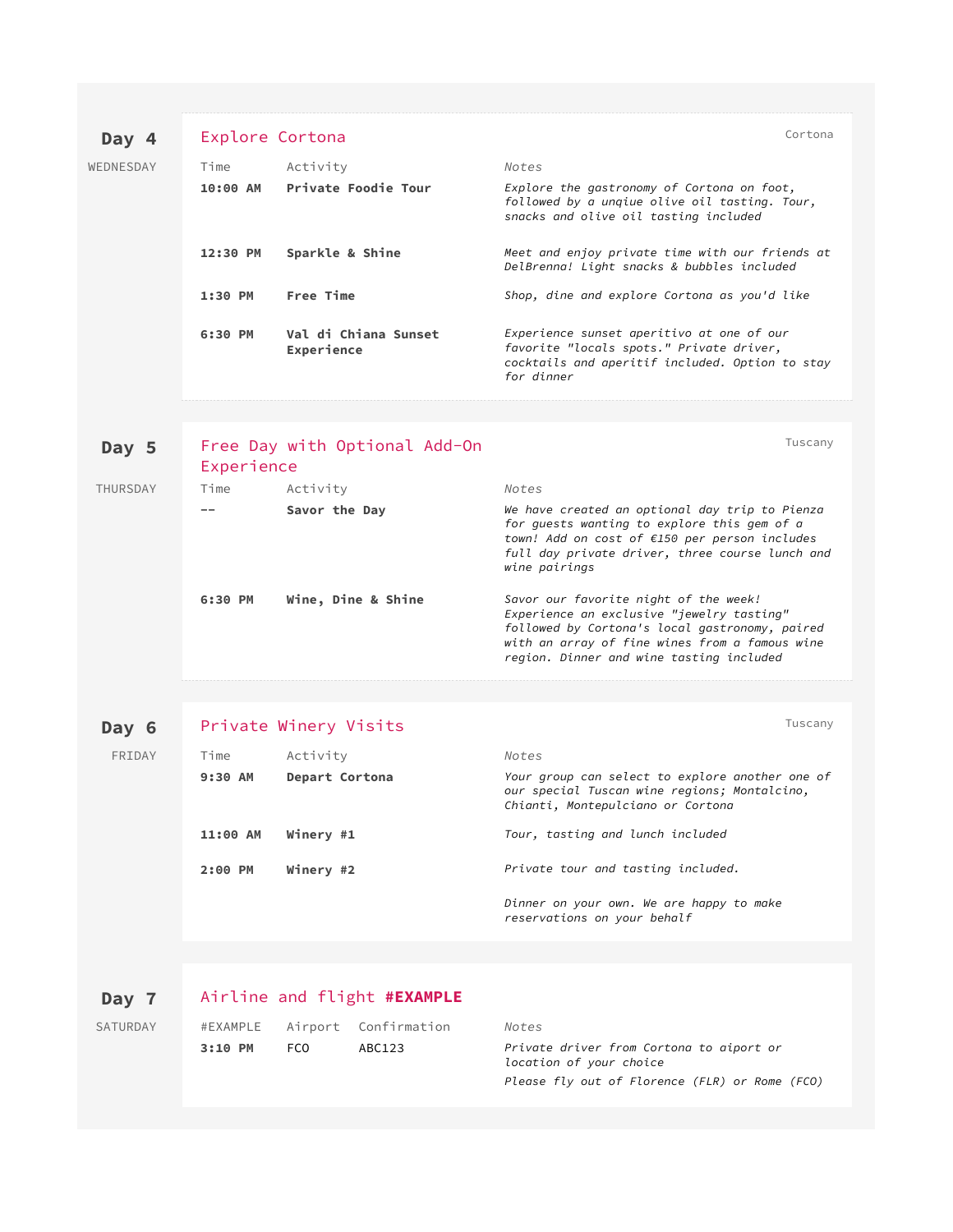## Day 4

WEDNESDAY

### Explore Cortona

Cortona

| Time | Activity | Notes |
|---|---|---|
| **10:00 AM** | **Private Foodie Tour** | *Explore the gastronomy of Cortona on foot, followed by a unqiue olive oil tasting. Tour, snacks and olive oil tasting included* |
| **12:30 PM** | **Sparkle & Shine** | *Meet and enjoy private time with our friends at DelBrenna! Light snacks & bubbles included* |
| **1:30 PM** | **Free Time** | *Shop, dine and explore Cortona as you'd like* |
| **6:30 PM** | **Val di Chiana Sunset Experience** | *Experience sunset aperitivo at one of our favorite "locals spots." Private driver, cocktails and aperitif included. Option to stay for dinner* |

## Day 5

THURSDAY

### Free Day with Optional Add-On Experience

Tuscany

| Time | Activity | Notes |
|---|---|---|
| **--** | **Savor the Day** | *We have created an optional day trip to Pienza for guests wanting to explore this gem of a town! Add on cost of €150 per person includes full day private driver, three course lunch and wine pairings* |
| **6:30 PM** | **Wine, Dine & Shine** | *Savor our favorite night of the week! Experience an exclusive "jewelry tasting" followed by Cortona's local gastronomy, paired with an array of fine wines from a famous wine region. Dinner and wine tasting included* |

## Day 6

FRIDAY

### Private Winery Visits

Tuscany

| Time | Activity | Notes |
|---|---|---|
| **9:30 AM** | **Depart Cortona** | *Your group can select to explore another one of our special Tuscan wine regions; Montalcino, Chianti, Montepulciano or Cortona* |
| **11:00 AM** | **Winery #1** | *Tour, tasting and lunch included* |
| **2:00 PM** | **Winery #2** | *Private tour and tasting included.* |
| | | *Dinner on your own. We are happy to make reservations on your behalf* |

## Day 7

SATURDAY

### Airline and flight **#EXAMPLE**

| #EXAMPLE | Airport | Confirmation | Notes |
|---|---|---|---|
| **3:10 PM** | FCO | ABC123 | *Private driver from Cortona to aiport or location of your choice* <br> *Please fly out of Florence (FLR) or Rome (FCO)* |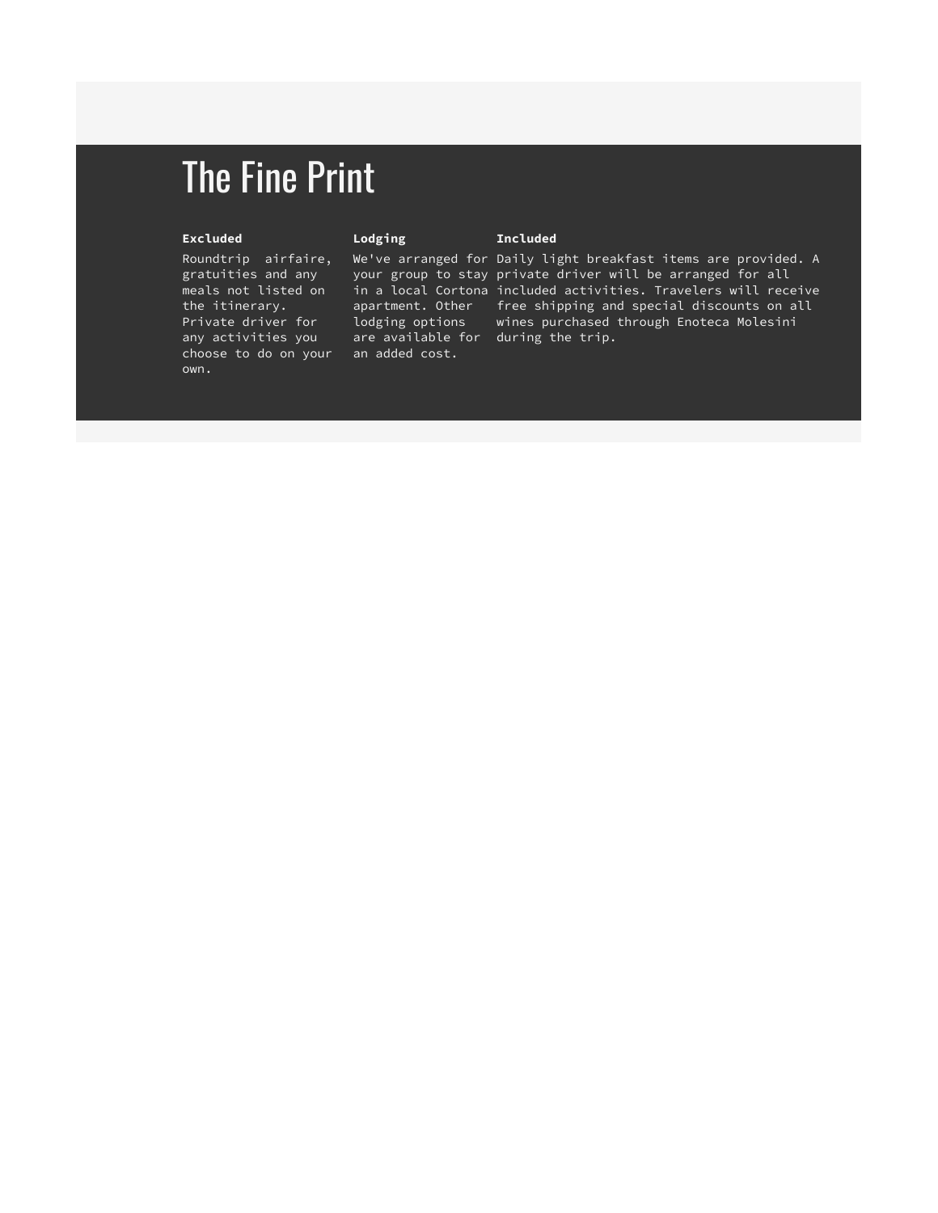# The Fine Print

**Excluded**

Roundtrip airfaire, gratuities and any meals not listed on the itinerary. Private driver for any activities you choose to do on your own.

**Lodging**

We've arranged for your group to stay in a local Cortona apartment. Other lodging options are available for an added cost.

**Included**

Daily light breakfast items are provided. A private driver will be arranged for all included activities. Travelers will receive free shipping and special discounts on all wines purchased through Enoteca Molesini during the trip.